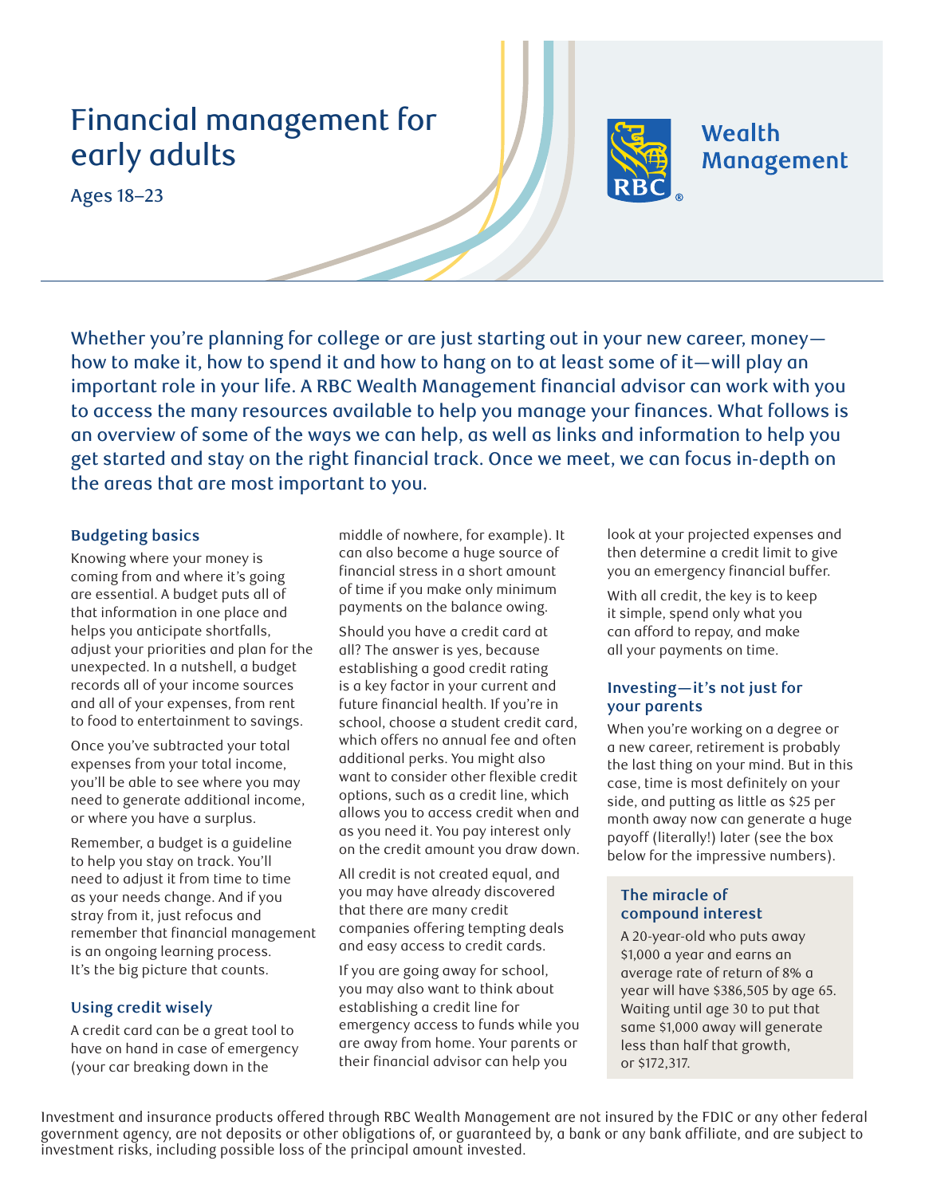# Financial management for early adults

Ages 18–23

Wealth Management

Whether you're planning for college or are just starting out in your new career, money—how to make it, how to spend it and how to hang on to at least some of it—will play an important role in your life. A RBC Wealth Management financial advisor can work with you to access the many resources available to help you manage your finances. What follows is an overview of some of the ways we can help, as well as links and information to help you get started and stay on the right financial track. Once we meet, we can focus in-depth on the areas that are most important to you.

### Budgeting basics

Knowing where your money is coming from and where it's going are essential. A budget puts all of that information in one place and helps you anticipate shortfalls, adjust your priorities and plan for the unexpected. In a nutshell, a budget records all of your income sources and all of your expenses, from rent to food to entertainment to savings.

Once you've subtracted your total expenses from your total income, you'll be able to see where you may need to generate additional income, or where you have a surplus.

Remember, a budget is a guideline to help you stay on track. You'll need to adjust it from time to time as your needs change. And if you stray from it, just refocus and remember that financial management is an ongoing learning process. It's the big picture that counts.

### Using credit wisely

A credit card can be a great tool to have on hand in case of emergency (your car breaking down in the middle of nowhere, for example). It can also become a huge source of financial stress in a short amount of time if you make only minimum payments on the balance owing.

Should you have a credit card at all? The answer is yes, because establishing a good credit rating is a key factor in your current and future financial health. If you're in school, choose a student credit card, which offers no annual fee and often additional perks. You might also want to consider other flexible credit options, such as a credit line, which allows you to access credit when and as you need it. You pay interest only on the credit amount you draw down.

All credit is not created equal, and you may have already discovered that there are many credit companies offering tempting deals and easy access to credit cards.

If you are going away for school, you may also want to think about establishing a credit line for emergency access to funds while you are away from home. Your parents or their financial advisor can help you look at your projected expenses and then determine a credit limit to give you an emergency financial buffer.

With all credit, the key is to keep it simple, spend only what you can afford to repay, and make all your payments on time.

### Investing—it's not just for your parents

When you're working on a degree or a new career, retirement is probably the last thing on your mind. But in this case, time is most definitely on your side, and putting as little as $25 per month away now can generate a huge payoff (literally!) later (see the box below for the impressive numbers).

#### The miracle of compound interest

A 20-year-old who puts away $1,000 a year and earns an average rate of return of 8% a year will have $386,505 by age 65. Waiting until age 30 to put that same $1,000 away will generate less than half that growth, or $172,317.

Investment and insurance products offered through RBC Wealth Management are not insured by the FDIC or any other federal government agency, are not deposits or other obligations of, or guaranteed by, a bank or any bank affiliate, and are subject to investment risks, including possible loss of the principal amount invested.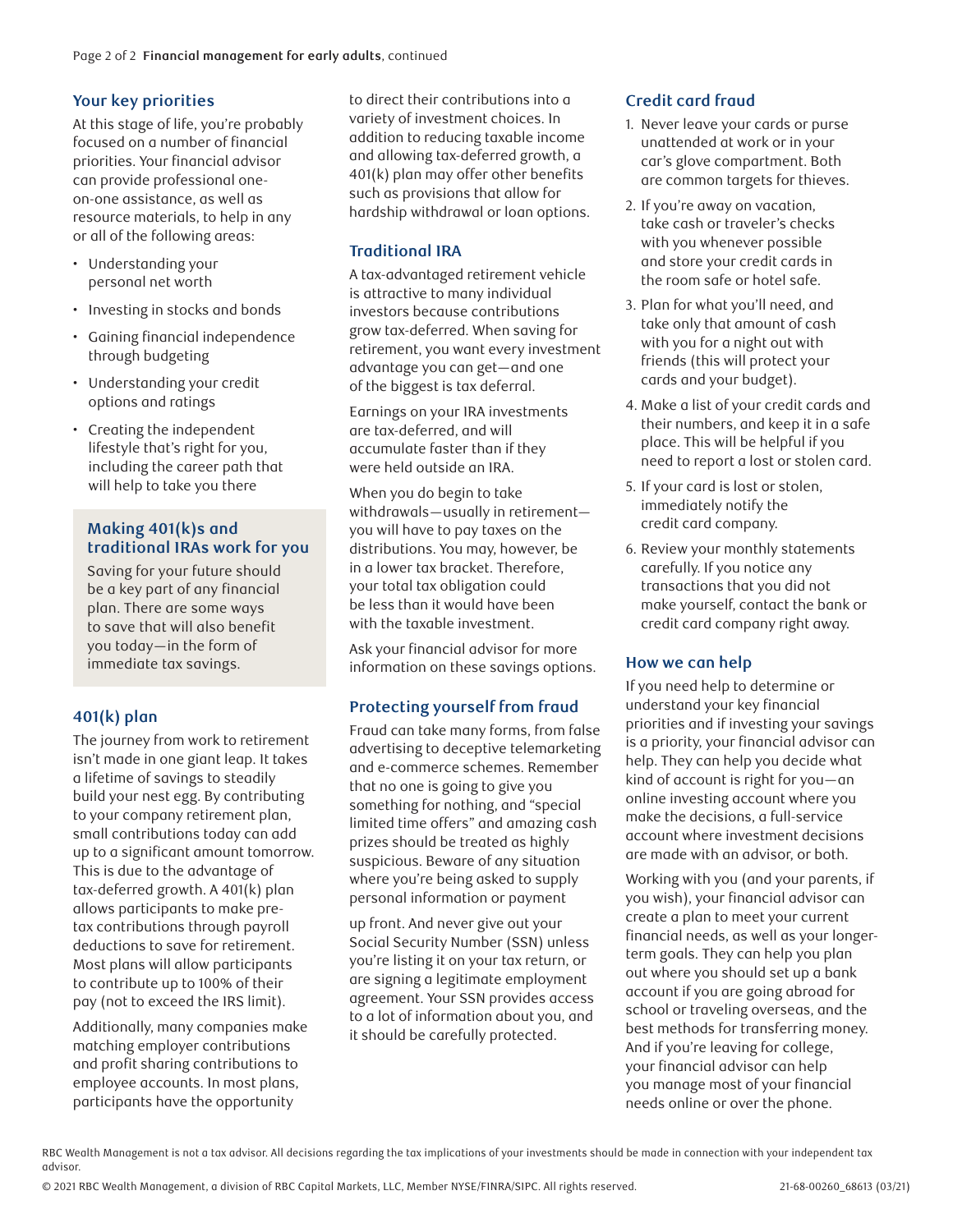## Your key priorities

At this stage of life, you're probably focused on a number of financial priorities. Your financial advisor can provide professional one-on-one assistance, as well as resource materials, to help in any or all of the following areas:

- Understanding your personal net worth
- Investing in stocks and bonds
- Gaining financial independence through budgeting
- Understanding your credit options and ratings
- Creating the independent lifestyle that's right for you, including the career path that will help to take you there

## Making 401(k)s and traditional IRAs work for you

Saving for your future should be a key part of any financial plan. There are some ways to save that will also benefit you today—in the form of immediate tax savings.

### 401(k) plan

The journey from work to retirement isn't made in one giant leap. It takes a lifetime of savings to steadily build your nest egg. By contributing to your company retirement plan, small contributions today can add up to a significant amount tomorrow. This is due to the advantage of tax-deferred growth. A 401(k) plan allows participants to make pre-tax contributions through payroll deductions to save for retirement. Most plans will allow participants to contribute up to 100% of their pay (not to exceed the IRS limit).

Additionally, many companies make matching employer contributions and profit sharing contributions to employee accounts. In most plans, participants have the opportunity to direct their contributions into a variety of investment choices. In addition to reducing taxable income and allowing tax-deferred growth, a 401(k) plan may offer other benefits such as provisions that allow for hardship withdrawal or loan options.

### Traditional IRA

A tax-advantaged retirement vehicle is attractive to many individual investors because contributions grow tax-deferred. When saving for retirement, you want every investment advantage you can get—and one of the biggest is tax deferral.

Earnings on your IRA investments are tax-deferred, and will accumulate faster than if they were held outside an IRA.

When you do begin to take withdrawals—usually in retirement—you will have to pay taxes on the distributions. You may, however, be in a lower tax bracket. Therefore, your total tax obligation could be less than it would have been with the taxable investment.

Ask your financial advisor for more information on these savings options.

## Protecting yourself from fraud

Fraud can take many forms, from false advertising to deceptive telemarketing and e-commerce schemes. Remember that no one is going to give you something for nothing, and "special limited time offers" and amazing cash prizes should be treated as highly suspicious. Beware of any situation where you're being asked to supply personal information or payment up front. And never give out your Social Security Number (SSN) unless you're listing it on your tax return, or are signing a legitimate employment agreement. Your SSN provides access to a lot of information about you, and it should be carefully protected.

## Credit card fraud

1. Never leave your cards or purse unattended at work or in your car's glove compartment. Both are common targets for thieves.
2. If you're away on vacation, take cash or traveler's checks with you whenever possible and store your credit cards in the room safe or hotel safe.
3. Plan for what you'll need, and take only that amount of cash with you for a night out with friends (this will protect your cards and your budget).
4. Make a list of your credit cards and their numbers, and keep it in a safe place. This will be helpful if you need to report a lost or stolen card.
5. If your card is lost or stolen, immediately notify the credit card company.
6. Review your monthly statements carefully. If you notice any transactions that you did not make yourself, contact the bank or credit card company right away.

## How we can help

If you need help to determine or understand your key financial priorities and if investing your savings is a priority, your financial advisor can help. They can help you decide what kind of account is right for you—an online investing account where you make the decisions, a full-service account where investment decisions are made with an advisor, or both.

Working with you (and your parents, if you wish), your financial advisor can create a plan to meet your current financial needs, as well as your longer-term goals. They can help you plan out where you should set up a bank account if you are going abroad for school or traveling overseas, and the best methods for transferring money. And if you're leaving for college, your financial advisor can help you manage most of your financial needs online or over the phone.

RBC Wealth Management is not a tax advisor. All decisions regarding the tax implications of your investments should be made in connection with your independent tax advisor.

© 2021 RBC Wealth Management, a division of RBC Capital Markets, LLC, Member NYSE/FINRA/SIPC. All rights reserved. 21-68-00260_68613 (03/21)